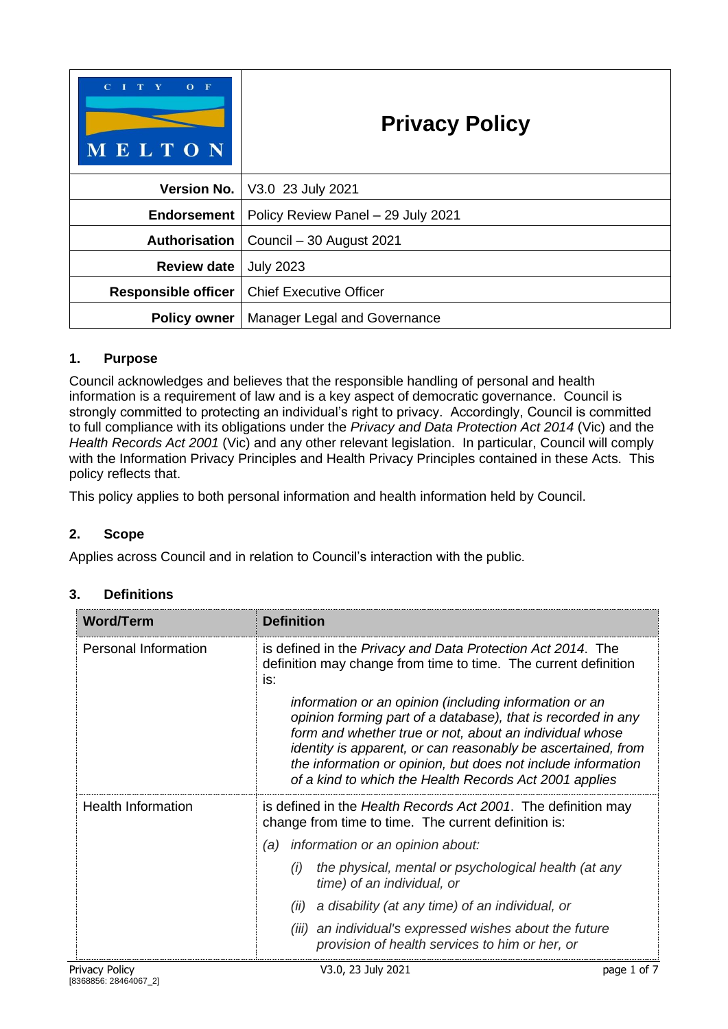| CITY OF MELTON | **Privacy Policy** |
|---|---|
| **Version No.** | V3.0 23 July 2021 |
| **Endorsement** | Policy Review Panel – 29 July 2021 |
| **Authorisation** | Council – 30 August 2021 |
| **Review date** | July 2023 |
| **Responsible officer** | Chief Executive Officer |
| **Policy owner** | Manager Legal and Governance |

## 1. Purpose

Council acknowledges and believes that the responsible handling of personal and health information is a requirement of law and is a key aspect of democratic governance. Council is strongly committed to protecting an individual's right to privacy. Accordingly, Council is committed to full compliance with its obligations under the *Privacy and Data Protection Act 2014* (Vic) and the *Health Records Act 2001* (Vic) and any other relevant legislation. In particular, Council will comply with the Information Privacy Principles and Health Privacy Principles contained in these Acts. This policy reflects that.

This policy applies to both personal information and health information held by Council.

## 2. Scope

Applies across Council and in relation to Council's interaction with the public.

## 3. Definitions

| Word/Term | Definition |
|---|---|
| Personal Information | is defined in the *Privacy and Data Protection Act 2014*. The definition may change from time to time. The current definition is:<br><br>*information or an opinion (including information or an opinion forming part of a database), that is recorded in any form and whether true or not, about an individual whose identity is apparent, or can reasonably be ascertained, from the information or opinion, but does not include information of a kind to which the Health Records Act 2001 applies* |
| Health Information | is defined in the *Health Records Act 2001*. The definition may change from time to time. The current definition is:<br><br>*(a) information or an opinion about:*<br><br>*(i) the physical, mental or psychological health (at any time) of an individual, or*<br><br>*(ii) a disability (at any time) of an individual, or*<br><br>*(iii) an individual's expressed wishes about the future provision of health services to him or her, or* |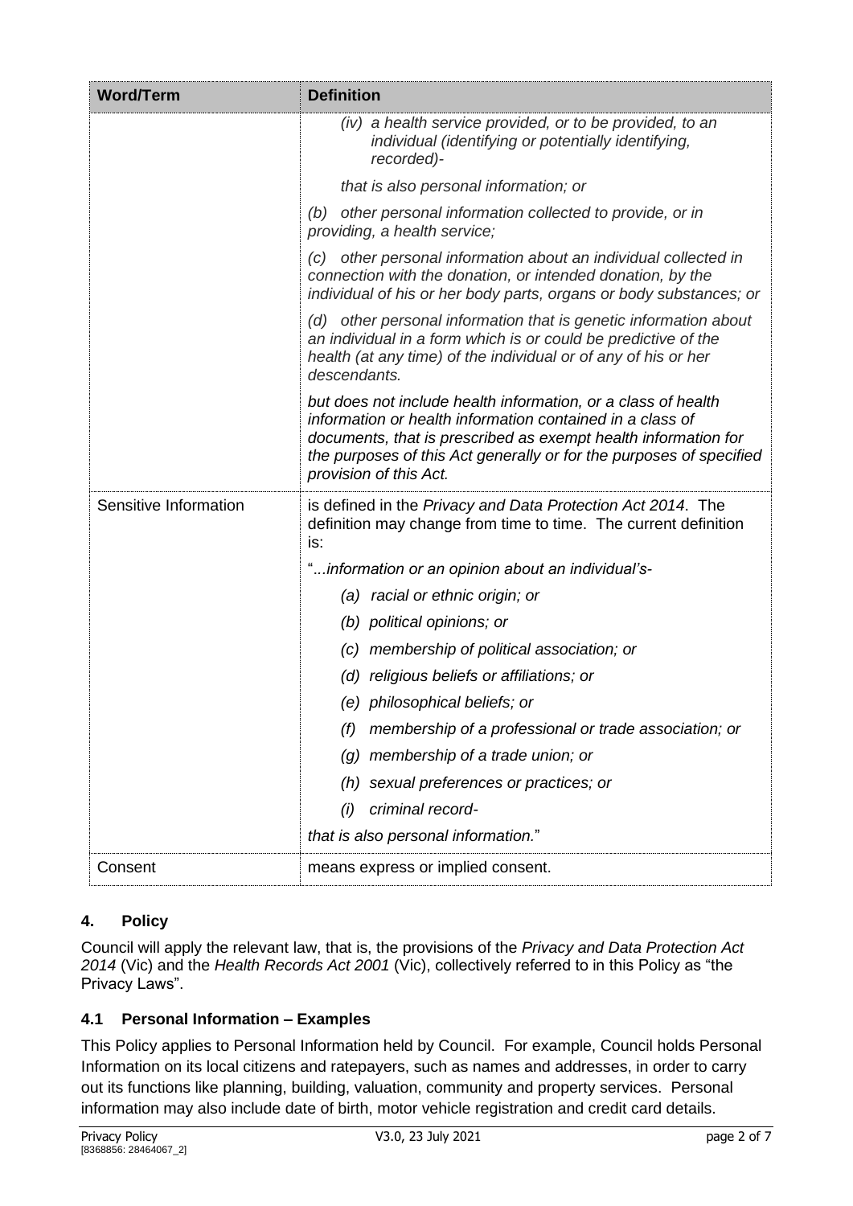| Word/Term | Definition |
| --- | --- |
| | *(iv) a health service provided, or to be provided, to an individual (identifying or potentially identifying, recorded)-* |
| | *that is also personal information; or* |
| | *(b) other personal information collected to provide, or in providing, a health service;* |
| | *(c) other personal information about an individual collected in connection with the donation, or intended donation, by the individual of his or her body parts, organs or body substances; or* |
| | *(d) other personal information that is genetic information about an individual in a form which is or could be predictive of the health (at any time) of the individual or of any of his or her descendants.* |
| | *but does not include health information, or a class of health information or health information contained in a class of documents, that is prescribed as exempt health information for the purposes of this Act generally or for the purposes of specified provision of this Act.* |
| Sensitive Information | is defined in the *Privacy and Data Protection Act 2014*. The definition may change from time to time. The current definition is: |
| | "*...information or an opinion about an individual's-* |
| | *(a) racial or ethnic origin; or* |
| | *(b) political opinions; or* |
| | *(c) membership of political association; or* |
| | *(d) religious beliefs or affiliations; or* |
| | *(e) philosophical beliefs; or* |
| | *(f) membership of a professional or trade association; or* |
| | *(g) membership of a trade union; or* |
| | *(h) sexual preferences or practices; or* |
| | *(i) criminal record-* |
| | *that is also personal information.*" |
| Consent | means express or implied consent. |

## 4. Policy

Council will apply the relevant law, that is, the provisions of the *Privacy and Data Protection Act 2014* (Vic) and the *Health Records Act 2001* (Vic), collectively referred to in this Policy as "the Privacy Laws".

### 4.1 Personal Information – Examples

This Policy applies to Personal Information held by Council. For example, Council holds Personal Information on its local citizens and ratepayers, such as names and addresses, in order to carry out its functions like planning, building, valuation, community and property services. Personal information may also include date of birth, motor vehicle registration and credit card details.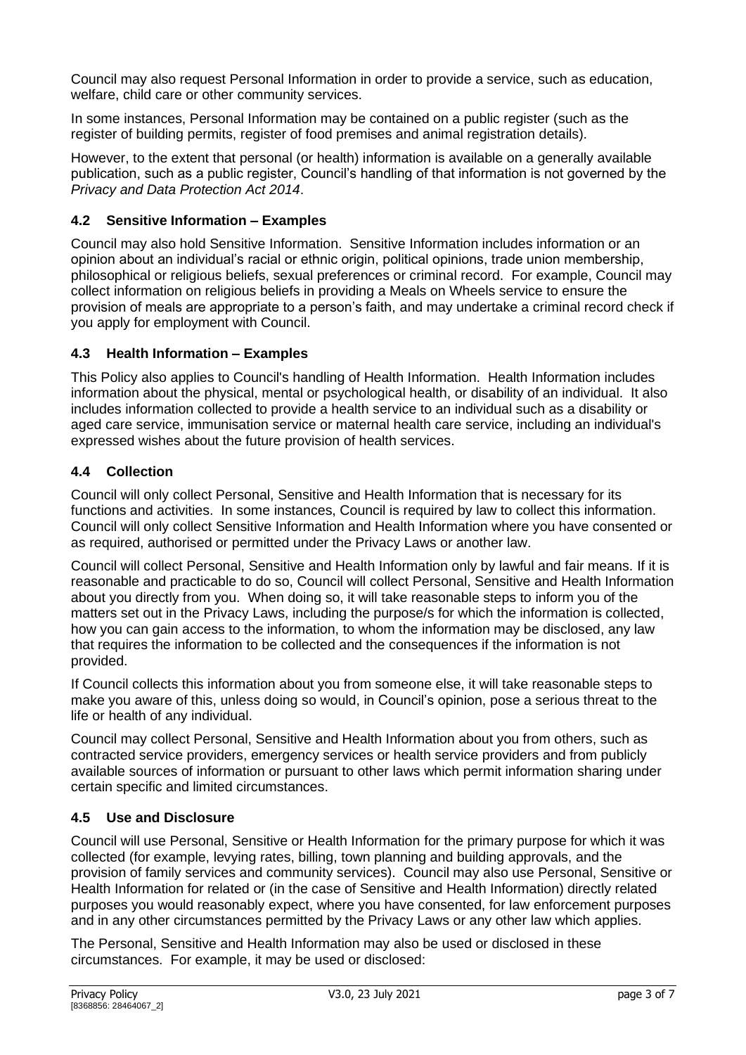Council may also request Personal Information in order to provide a service, such as education, welfare, child care or other community services.

In some instances, Personal Information may be contained on a public register (such as the register of building permits, register of food premises and animal registration details).

However, to the extent that personal (or health) information is available on a generally available publication, such as a public register, Council's handling of that information is not governed by the *Privacy and Data Protection Act 2014*.

### 4.2 Sensitive Information – Examples

Council may also hold Sensitive Information. Sensitive Information includes information or an opinion about an individual's racial or ethnic origin, political opinions, trade union membership, philosophical or religious beliefs, sexual preferences or criminal record. For example, Council may collect information on religious beliefs in providing a Meals on Wheels service to ensure the provision of meals are appropriate to a person's faith, and may undertake a criminal record check if you apply for employment with Council.

### 4.3 Health Information – Examples

This Policy also applies to Council's handling of Health Information. Health Information includes information about the physical, mental or psychological health, or disability of an individual. It also includes information collected to provide a health service to an individual such as a disability or aged care service, immunisation service or maternal health care service, including an individual's expressed wishes about the future provision of health services.

### 4.4 Collection

Council will only collect Personal, Sensitive and Health Information that is necessary for its functions and activities. In some instances, Council is required by law to collect this information. Council will only collect Sensitive Information and Health Information where you have consented or as required, authorised or permitted under the Privacy Laws or another law.

Council will collect Personal, Sensitive and Health Information only by lawful and fair means. If it is reasonable and practicable to do so, Council will collect Personal, Sensitive and Health Information about you directly from you. When doing so, it will take reasonable steps to inform you of the matters set out in the Privacy Laws, including the purpose/s for which the information is collected, how you can gain access to the information, to whom the information may be disclosed, any law that requires the information to be collected and the consequences if the information is not provided.

If Council collects this information about you from someone else, it will take reasonable steps to make you aware of this, unless doing so would, in Council's opinion, pose a serious threat to the life or health of any individual.

Council may collect Personal, Sensitive and Health Information about you from others, such as contracted service providers, emergency services or health service providers and from publicly available sources of information or pursuant to other laws which permit information sharing under certain specific and limited circumstances.

### 4.5 Use and Disclosure

Council will use Personal, Sensitive or Health Information for the primary purpose for which it was collected (for example, levying rates, billing, town planning and building approvals, and the provision of family services and community services). Council may also use Personal, Sensitive or Health Information for related or (in the case of Sensitive and Health Information) directly related purposes you would reasonably expect, where you have consented, for law enforcement purposes and in any other circumstances permitted by the Privacy Laws or any other law which applies.

The Personal, Sensitive and Health Information may also be used or disclosed in these circumstances. For example, it may be used or disclosed: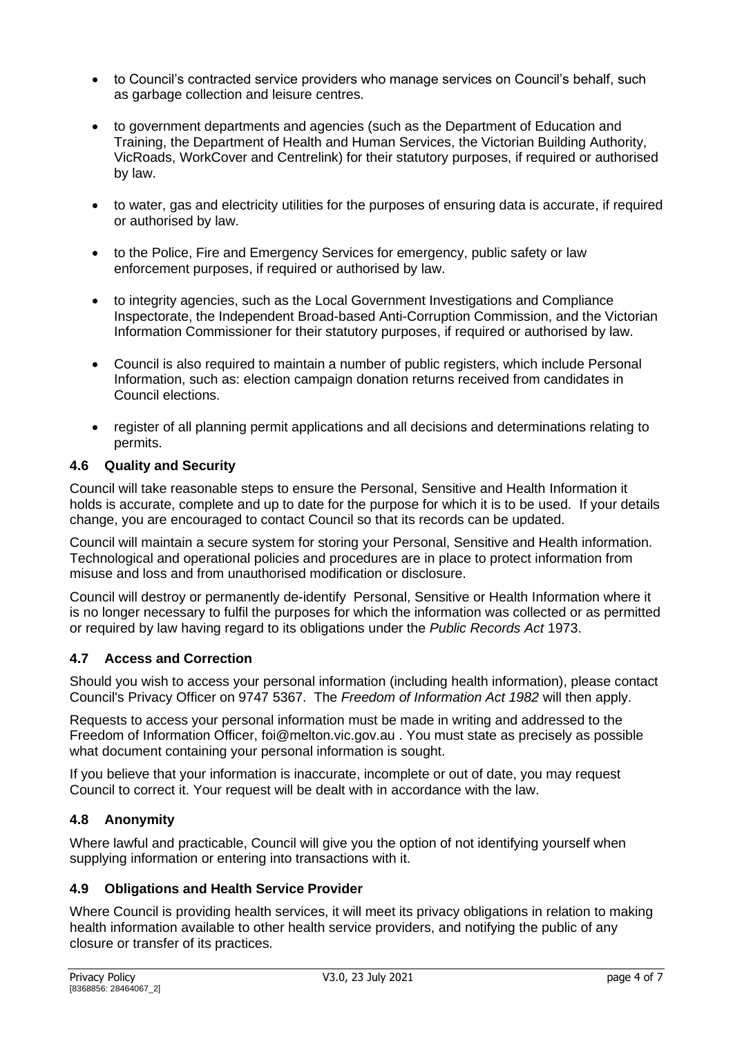- to Council's contracted service providers who manage services on Council's behalf, such as garbage collection and leisure centres.

- to government departments and agencies (such as the Department of Education and Training, the Department of Health and Human Services, the Victorian Building Authority, VicRoads, WorkCover and Centrelink) for their statutory purposes, if required or authorised by law.

- to water, gas and electricity utilities for the purposes of ensuring data is accurate, if required or authorised by law.

- to the Police, Fire and Emergency Services for emergency, public safety or law enforcement purposes, if required or authorised by law.

- to integrity agencies, such as the Local Government Investigations and Compliance Inspectorate, the Independent Broad-based Anti-Corruption Commission, and the Victorian Information Commissioner for their statutory purposes, if required or authorised by law.

- Council is also required to maintain a number of public registers, which include Personal Information, such as: election campaign donation returns received from candidates in Council elections.

- register of all planning permit applications and all decisions and determinations relating to permits.

### 4.6 Quality and Security

Council will take reasonable steps to ensure the Personal, Sensitive and Health Information it holds is accurate, complete and up to date for the purpose for which it is to be used. If your details change, you are encouraged to contact Council so that its records can be updated.

Council will maintain a secure system for storing your Personal, Sensitive and Health information. Technological and operational policies and procedures are in place to protect information from misuse and loss and from unauthorised modification or disclosure.

Council will destroy or permanently de-identify Personal, Sensitive or Health Information where it is no longer necessary to fulfil the purposes for which the information was collected or as permitted or required by law having regard to its obligations under the *Public Records Act* 1973.

### 4.7 Access and Correction

Should you wish to access your personal information (including health information), please contact Council's Privacy Officer on 9747 5367. The *Freedom of Information Act 1982* will then apply.

Requests to access your personal information must be made in writing and addressed to the Freedom of Information Officer, foi@melton.vic.gov.au . You must state as precisely as possible what document containing your personal information is sought.

If you believe that your information is inaccurate, incomplete or out of date, you may request Council to correct it. Your request will be dealt with in accordance with the law.

### 4.8 Anonymity

Where lawful and practicable, Council will give you the option of not identifying yourself when supplying information or entering into transactions with it.

### 4.9 Obligations and Health Service Provider

Where Council is providing health services, it will meet its privacy obligations in relation to making health information available to other health service providers, and notifying the public of any closure or transfer of its practices.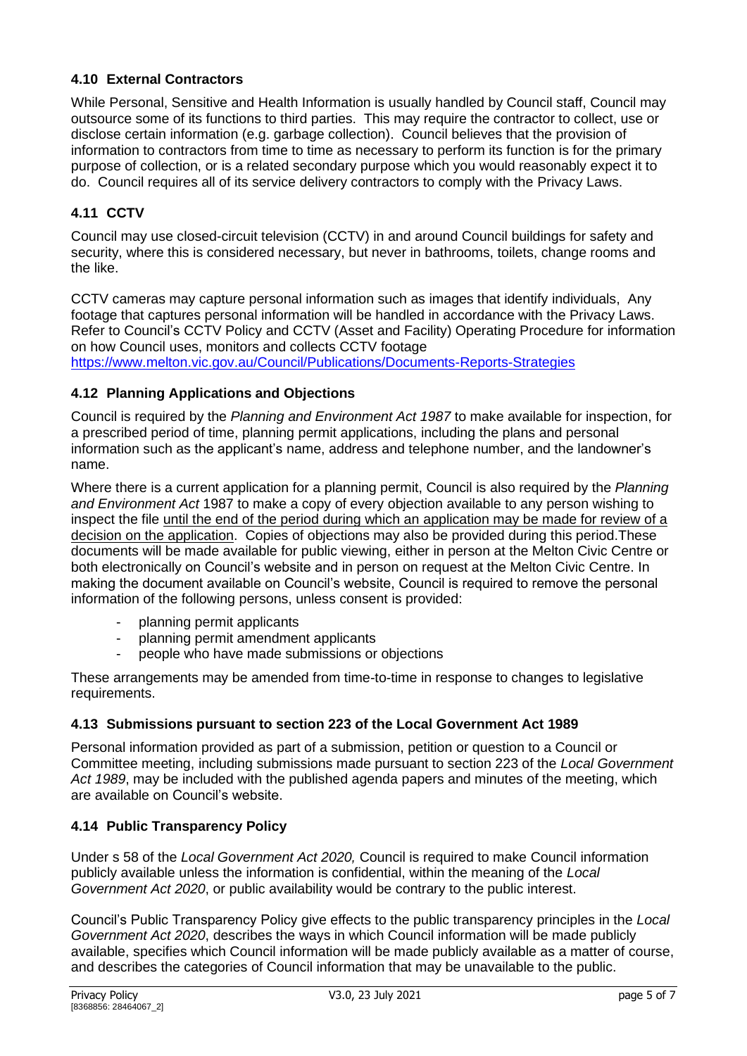### 4.10 External Contractors

While Personal, Sensitive and Health Information is usually handled by Council staff, Council may outsource some of its functions to third parties. This may require the contractor to collect, use or disclose certain information (e.g. garbage collection). Council believes that the provision of information to contractors from time to time as necessary to perform its function is for the primary purpose of collection, or is a related secondary purpose which you would reasonably expect it to do. Council requires all of its service delivery contractors to comply with the Privacy Laws.

### 4.11 CCTV

Council may use closed-circuit television (CCTV) in and around Council buildings for safety and security, where this is considered necessary, but never in bathrooms, toilets, change rooms and the like.

CCTV cameras may capture personal information such as images that identify individuals, Any footage that captures personal information will be handled in accordance with the Privacy Laws. Refer to Council's CCTV Policy and CCTV (Asset and Facility) Operating Procedure for information on how Council uses, monitors and collects CCTV footage https://www.melton.vic.gov.au/Council/Publications/Documents-Reports-Strategies

### 4.12 Planning Applications and Objections

Council is required by the *Planning and Environment Act 1987* to make available for inspection, for a prescribed period of time, planning permit applications, including the plans and personal information such as the applicant's name, address and telephone number, and the landowner's name.

Where there is a current application for a planning permit, Council is also required by the *Planning and Environment Act* 1987 to make a copy of every objection available to any person wishing to inspect the file until the end of the period during which an application may be made for review of a decision on the application. Copies of objections may also be provided during this period.These documents will be made available for public viewing, either in person at the Melton Civic Centre or both electronically on Council's website and in person on request at the Melton Civic Centre. In making the document available on Council's website, Council is required to remove the personal information of the following persons, unless consent is provided:

- planning permit applicants
- planning permit amendment applicants
- people who have made submissions or objections

These arrangements may be amended from time-to-time in response to changes to legislative requirements.

### 4.13 Submissions pursuant to section 223 of the Local Government Act 1989

Personal information provided as part of a submission, petition or question to a Council or Committee meeting, including submissions made pursuant to section 223 of the *Local Government Act 1989*, may be included with the published agenda papers and minutes of the meeting, which are available on Council's website.

### 4.14 Public Transparency Policy

Under s 58 of the *Local Government Act 2020,* Council is required to make Council information publicly available unless the information is confidential, within the meaning of the *Local Government Act 2020*, or public availability would be contrary to the public interest.

Council's Public Transparency Policy give effects to the public transparency principles in the *Local Government Act 2020*, describes the ways in which Council information will be made publicly available, specifies which Council information will be made publicly available as a matter of course, and describes the categories of Council information that may be unavailable to the public.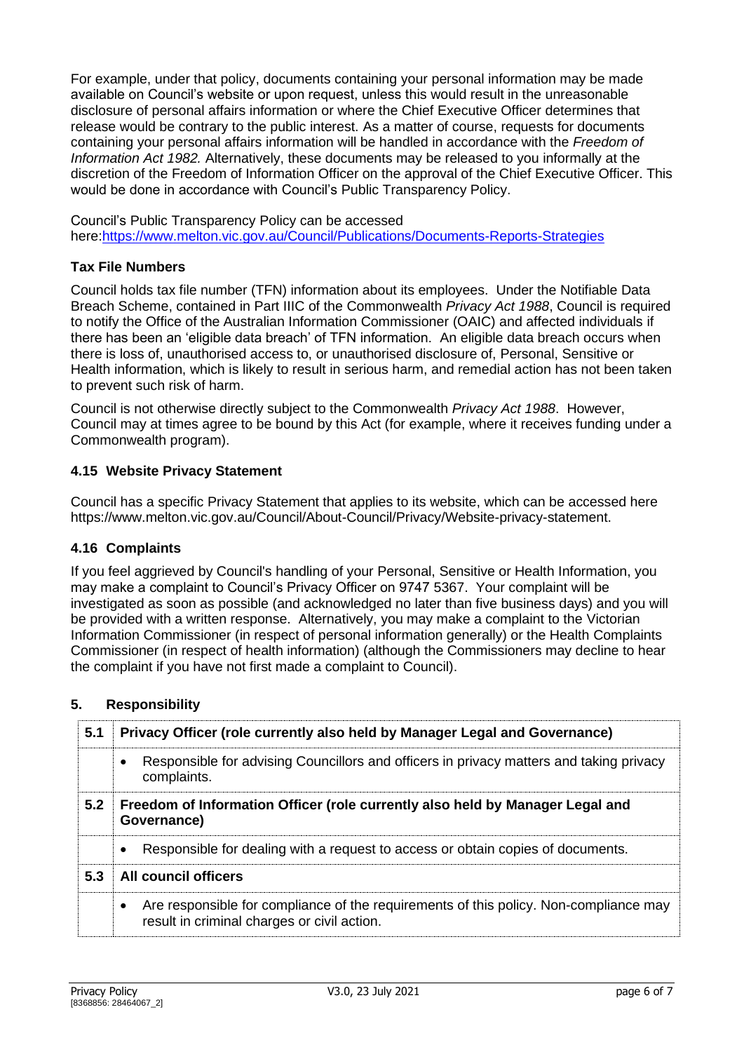For example, under that policy, documents containing your personal information may be made available on Council's website or upon request, unless this would result in the unreasonable disclosure of personal affairs information or where the Chief Executive Officer determines that release would be contrary to the public interest. As a matter of course, requests for documents containing your personal affairs information will be handled in accordance with the *Freedom of Information Act 1982.* Alternatively, these documents may be released to you informally at the discretion of the Freedom of Information Officer on the approval of the Chief Executive Officer. This would be done in accordance with Council's Public Transparency Policy.

Council's Public Transparency Policy can be accessed here:[https://www.melton.vic.gov.au/Council/Publications/Documents-Reports-Strategies](https://www.melton.vic.gov.au/Council/Publications/Documents-Reports-Strategies)

### Tax File Numbers

Council holds tax file number (TFN) information about its employees. Under the Notifiable Data Breach Scheme, contained in Part IIIC of the Commonwealth *Privacy Act 1988*, Council is required to notify the Office of the Australian Information Commissioner (OAIC) and affected individuals if there has been an 'eligible data breach' of TFN information. An eligible data breach occurs when there is loss of, unauthorised access to, or unauthorised disclosure of, Personal, Sensitive or Health information, which is likely to result in serious harm, and remedial action has not been taken to prevent such risk of harm.

Council is not otherwise directly subject to the Commonwealth *Privacy Act 1988*. However, Council may at times agree to be bound by this Act (for example, where it receives funding under a Commonwealth program).

### 4.15 Website Privacy Statement

Council has a specific Privacy Statement that applies to its website, which can be accessed here https://www.melton.vic.gov.au/Council/About-Council/Privacy/Website-privacy-statement.

### 4.16 Complaints

If you feel aggrieved by Council's handling of your Personal, Sensitive or Health Information, you may make a complaint to Council's Privacy Officer on 9747 5367. Your complaint will be investigated as soon as possible (and acknowledged no later than five business days) and you will be provided with a written response. Alternatively, you may make a complaint to the Victorian Information Commissioner (in respect of personal information generally) or the Health Complaints Commissioner (in respect of health information) (although the Commissioners may decline to hear the complaint if you have not first made a complaint to Council).

## 5. Responsibility

| 5.1 | **Privacy Officer (role currently also held by Manager Legal and Governance)** |
|---|---|
| | • Responsible for advising Councillors and officers in privacy matters and taking privacy complaints. |
| **5.2** | **Freedom of Information Officer (role currently also held by Manager Legal and Governance)** |
| | • Responsible for dealing with a request to access or obtain copies of documents. |
| **5.3** | **All council officers** |
| | • Are responsible for compliance of the requirements of this policy. Non-compliance may result in criminal charges or civil action. |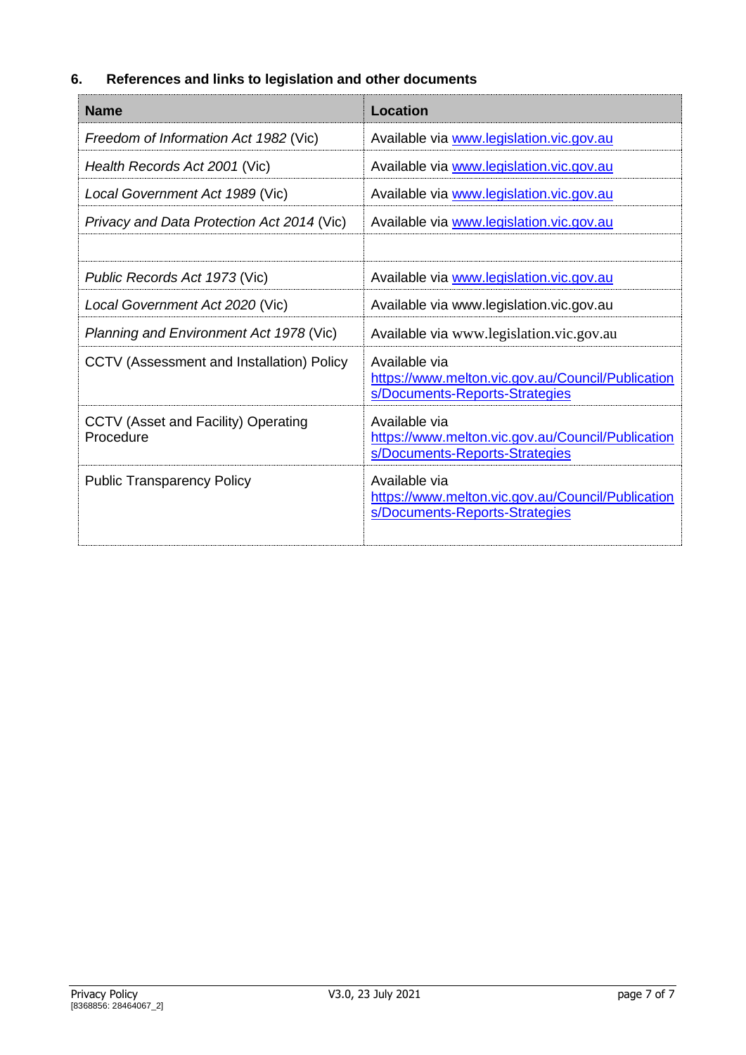## 6. References and links to legislation and other documents

| Name | Location |
| --- | --- |
| *Freedom of Information Act 1982* (Vic) | Available via www.legislation.vic.gov.au |
| *Health Records Act 2001* (Vic) | Available via www.legislation.vic.gov.au |
| *Local Government Act 1989* (Vic) | Available via www.legislation.vic.gov.au |
| *Privacy and Data Protection Act 2014* (Vic) | Available via www.legislation.vic.gov.au |
| | |
| *Public Records Act 1973* (Vic) | Available via www.legislation.vic.gov.au |
| *Local Government Act 2020* (Vic) | Available via www.legislation.vic.gov.au |
| *Planning and Environment Act 1978* (Vic) | Available via www.legislation.vic.gov.au |
| CCTV (Assessment and Installation) Policy | Available via https://www.melton.vic.gov.au/Council/Publications/Documents-Reports-Strategies |
| CCTV (Asset and Facility) Operating Procedure | Available via https://www.melton.vic.gov.au/Council/Publications/Documents-Reports-Strategies |
| Public Transparency Policy | Available via https://www.melton.vic.gov.au/Council/Publications/Documents-Reports-Strategies |